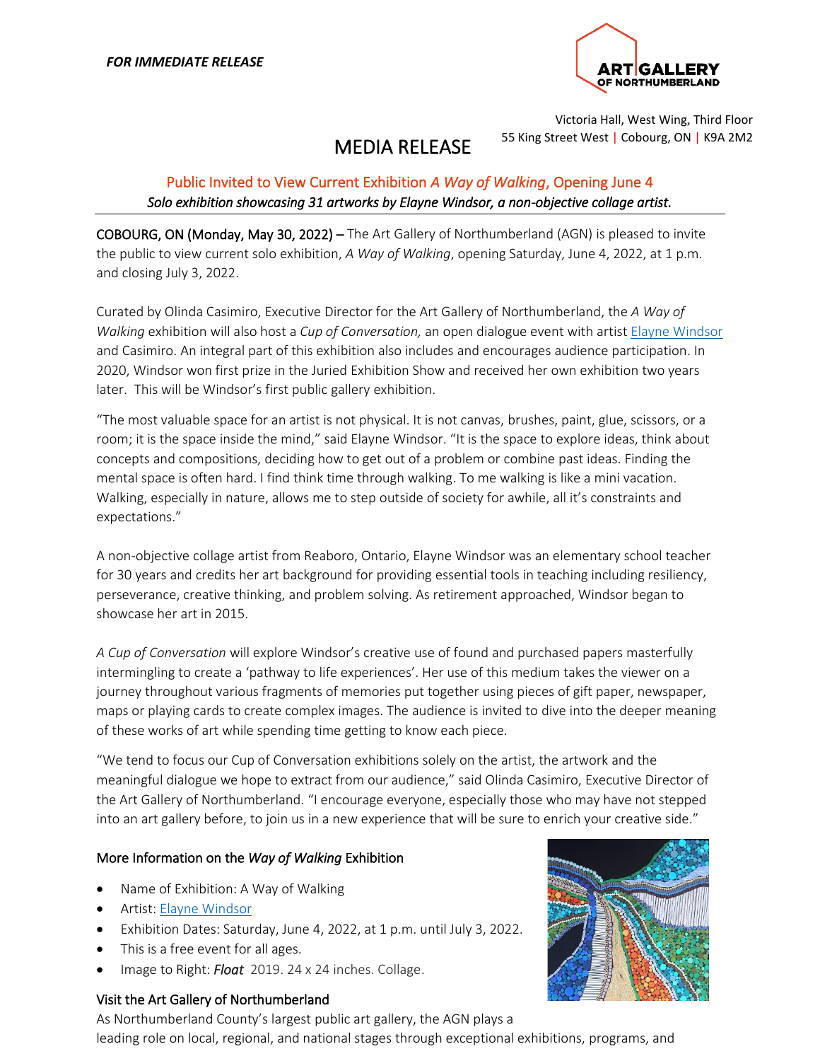***FOR IMMEDIATE RELEASE***

ART GALLERY OF NORTHUMBERLAND

Victoria Hall, West Wing, Third Floor
55 King Street West | Cobourg, ON | K9A 2M2

# MEDIA RELEASE

## Public Invited to View Current Exhibition *A Way of Walking*, Opening June 4

*Solo exhibition showcasing 31 artworks by Elayne Windsor, a non-objective collage artist.*

COBOURG, ON (Monday, May 30, 2022) – The Art Gallery of Northumberland (AGN) is pleased to invite the public to view current solo exhibition, *A Way of Walking*, opening Saturday, June 4, 2022, at 1 p.m. and closing July 3, 2022.

Curated by Olinda Casimiro, Executive Director for the Art Gallery of Northumberland, the *A Way of Walking* exhibition will also host a *Cup of Conversation,* an open dialogue event with artist Elayne Windsor and Casimiro. An integral part of this exhibition also includes and encourages audience participation. In 2020, Windsor won first prize in the Juried Exhibition Show and received her own exhibition two years later. This will be Windsor's first public gallery exhibition.

"The most valuable space for an artist is not physical. It is not canvas, brushes, paint, glue, scissors, or a room; it is the space inside the mind," said Elayne Windsor. "It is the space to explore ideas, think about concepts and compositions, deciding how to get out of a problem or combine past ideas. Finding the mental space is often hard. I find think time through walking. To me walking is like a mini vacation. Walking, especially in nature, allows me to step outside of society for awhile, all it's constraints and expectations."

A non-objective collage artist from Reaboro, Ontario, Elayne Windsor was an elementary school teacher for 30 years and credits her art background for providing essential tools in teaching including resiliency, perseverance, creative thinking, and problem solving. As retirement approached, Windsor began to showcase her art in 2015.

*A Cup of Conversation* will explore Windsor's creative use of found and purchased papers masterfully intermingling to create a 'pathway to life experiences'. Her use of this medium takes the viewer on a journey throughout various fragments of memories put together using pieces of gift paper, newspaper, maps or playing cards to create complex images. The audience is invited to dive into the deeper meaning of these works of art while spending time getting to know each piece.

"We tend to focus our Cup of Conversation exhibitions solely on the artist, the artwork and the meaningful dialogue we hope to extract from our audience," said Olinda Casimiro, Executive Director of the Art Gallery of Northumberland. "I encourage everyone, especially those who may have not stepped into an art gallery before, to join us in a new experience that will be sure to enrich your creative side."

### More Information on the *Way of Walking* Exhibition

- Name of Exhibition: A Way of Walking
- Artist: Elayne Windsor
- Exhibition Dates: Saturday, June 4, 2022, at 1 p.m. until July 3, 2022.
- This is a free event for all ages.
- Image to Right: ***Float*** 2019. 24 x 24 inches. Collage.

### Visit the Art Gallery of Northumberland

As Northumberland County's largest public art gallery, the AGN plays a leading role on local, regional, and national stages through exceptional exhibitions, programs, and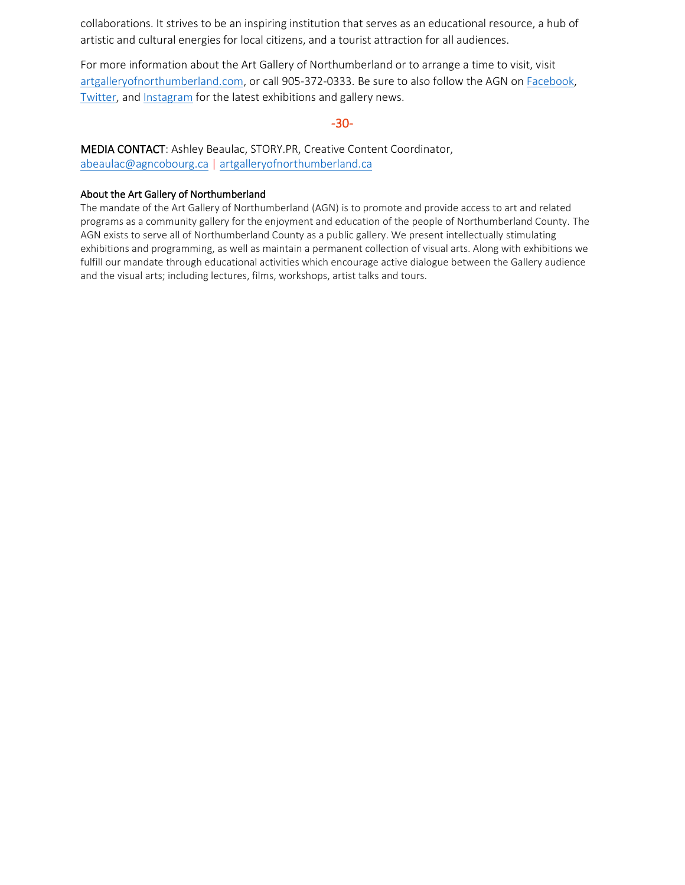collaborations. It strives to be an inspiring institution that serves as an educational resource, a hub of artistic and cultural energies for local citizens, and a tourist attraction for all audiences.

For more information about the Art Gallery of Northumberland or to arrange a time to visit, visit artgalleryofnorthumberland.com, or call 905-372-0333. Be sure to also follow the AGN on Facebook, Twitter, and Instagram for the latest exhibitions and gallery news.

-30-

MEDIA CONTACT: Ashley Beaulac, STORY.PR, Creative Content Coordinator,
abeaulac@agncobourg.ca | artgalleryofnorthumberland.ca

**About the Art Gallery of Northumberland**

The mandate of the Art Gallery of Northumberland (AGN) is to promote and provide access to art and related programs as a community gallery for the enjoyment and education of the people of Northumberland County. The AGN exists to serve all of Northumberland County as a public gallery. We present intellectually stimulating exhibitions and programming, as well as maintain a permanent collection of visual arts. Along with exhibitions we fulfill our mandate through educational activities which encourage active dialogue between the Gallery audience and the visual arts; including lectures, films, workshops, artist talks and tours.